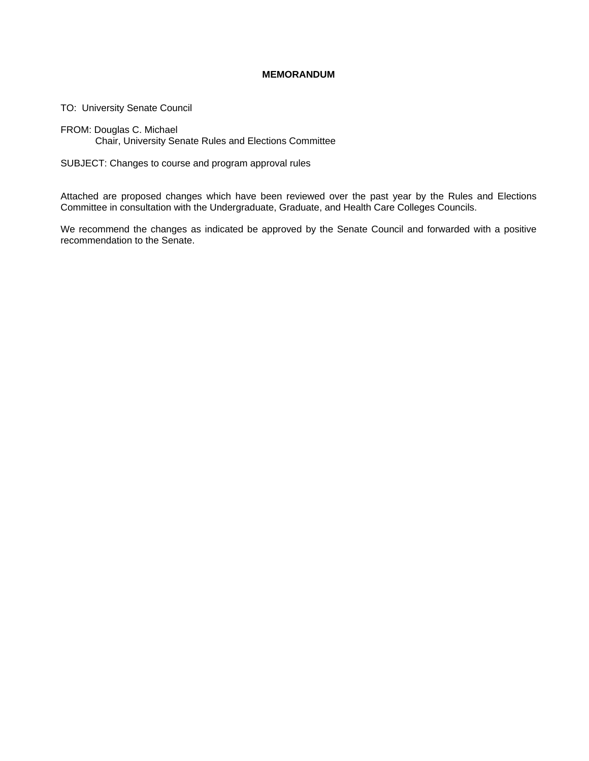# MEMORANDUM

TO: University Senate Council

FROM: Douglas C. Michael
Chair, University Senate Rules and Elections Committee

SUBJECT: Changes to course and program approval rules

Attached are proposed changes which have been reviewed over the past year by the Rules and Elections Committee in consultation with the Undergraduate, Graduate, and Health Care Colleges Councils.

We recommend the changes as indicated be approved by the Senate Council and forwarded with a positive recommendation to the Senate.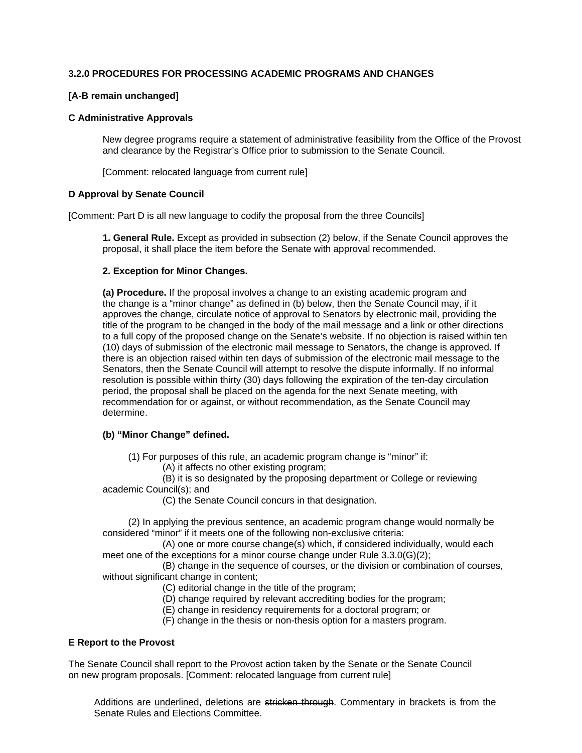### 3.2.0 PROCEDURES FOR PROCESSING ACADEMIC PROGRAMS AND CHANGES

**[A-B remain unchanged]**

**C Administrative Approvals**

New degree programs require a statement of administrative feasibility from the Office of the Provost and clearance by the Registrar's Office prior to submission to the Senate Council.

[Comment: relocated language from current rule]

**D Approval by Senate Council**

[Comment: Part D is all new language to codify the proposal from the three Councils]

**1. General Rule.** Except as provided in subsection (2) below, if the Senate Council approves the proposal, it shall place the item before the Senate with approval recommended.

**2. Exception for Minor Changes.**

**(a) Procedure.** If the proposal involves a change to an existing academic program and the change is a "minor change" as defined in (b) below, then the Senate Council may, if it approves the change, circulate notice of approval to Senators by electronic mail, providing the title of the program to be changed in the body of the mail message and a link or other directions to a full copy of the proposed change on the Senate's website. If no objection is raised within ten (10) days of submission of the electronic mail message to Senators, the change is approved. If there is an objection raised within ten days of submission of the electronic mail message to the Senators, then the Senate Council will attempt to resolve the dispute informally. If no informal resolution is possible within thirty (30) days following the expiration of the ten-day circulation period, the proposal shall be placed on the agenda for the next Senate meeting, with recommendation for or against, or without recommendation, as the Senate Council may determine.

**(b) "Minor Change" defined.**

(1) For purposes of this rule, an academic program change is "minor" if:
(A) it affects no other existing program;
(B) it is so designated by the proposing department or College or reviewing academic Council(s); and
(C) the Senate Council concurs in that designation.

(2) In applying the previous sentence, an academic program change would normally be considered "minor" if it meets one of the following non-exclusive criteria:
(A) one or more course change(s) which, if considered individually, would each meet one of the exceptions for a minor course change under Rule 3.3.0(G)(2);
(B) change in the sequence of courses, or the division or combination of courses, without significant change in content;
(C) editorial change in the title of the program;
(D) change required by relevant accrediting bodies for the program;
(E) change in residency requirements for a doctoral program; or
(F) change in the thesis or non-thesis option for a masters program.

**E Report to the Provost**

The Senate Council shall report to the Provost action taken by the Senate or the Senate Council on new program proposals. [Comment: relocated language from current rule]

Additions are <u>underlined</u>, deletions are ~~stricken through~~. Commentary in brackets is from the Senate Rules and Elections Committee.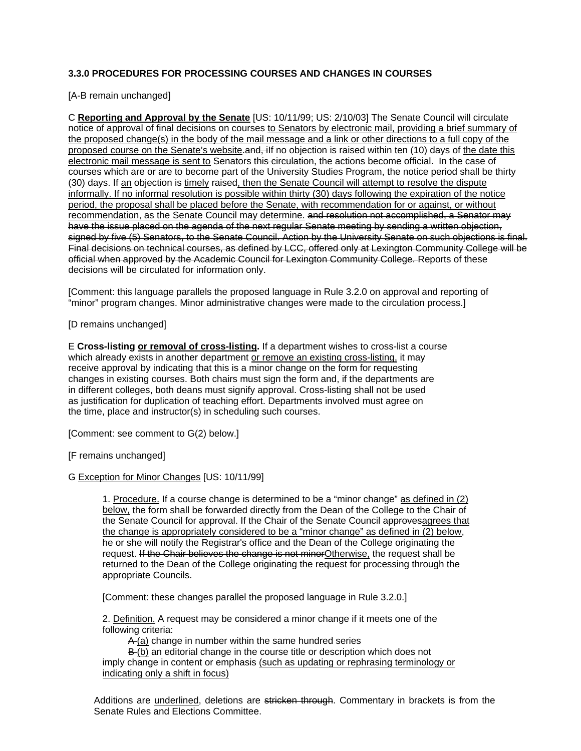**3.3.0 PROCEDURES FOR PROCESSING COURSES AND CHANGES IN COURSES**

[A-B remain unchanged]

C <u>**Reporting and Approval by the Senate**</u> [US: 10/11/99; US: 2/10/03] The Senate Council will circulate notice of approval of final decisions on courses <u>to Senators by electronic mail, providing a brief summary of the proposed change(s) in the body of the mail message and a link or other directions to a full copy of the proposed course on the Senate's website</u>.~~and, i~~<u>I</u>f no objection is raised within ten (10) days of <u>the date this electronic mail message is sent to</u> Senators ~~this circulation~~, the actions become official. In the case of courses which are or are to become part of the University Studies Program, the notice period shall be thirty (30) days. If <u>an</u> objection is <u>timely</u> raised<u>, then the Senate Council will attempt to resolve the dispute informally. If no informal resolution is possible within thirty (30) days following the expiration of the notice period, the proposal shall be placed before the Senate, with recommendation for or against, or without recommendation, as the Senate Council may determine.</u> ~~and resolution not accomplished, a Senator may have the issue placed on the agenda of the next regular Senate meeting by sending a written objection, signed by five (5) Senators, to the Senate Council. Action by the University Senate on such objections is final. Final decisions on technical courses, as defined by LCC, offered only at Lexington Community College will be official when approved by the Academic Council for Lexington Community College.~~ Reports of these decisions will be circulated for information only.

[Comment: this language parallels the proposed language in Rule 3.2.0 on approval and reporting of "minor" program changes. Minor administrative changes were made to the circulation process.]

[D remains unchanged]

E **Cross-listing <u>or removal of cross-listing</u>.** If a department wishes to cross-list a course which already exists in another department <u>or remove an existing cross-listing,</u> it may receive approval by indicating that this is a minor change on the form for requesting changes in existing courses. Both chairs must sign the form and, if the departments are in different colleges, both deans must signify approval. Cross-listing shall not be used as justification for duplication of teaching effort. Departments involved must agree on the time, place and instructor(s) in scheduling such courses.

[Comment: see comment to G(2) below.]

[F remains unchanged]

G <u>Exception for Minor Changes</u> [US: 10/11/99]

1. <u>Procedure.</u> If a course change is determined to be a "minor change" <u>as defined in (2) below,</u> the form shall be forwarded directly from the Dean of the College to the Chair of the Senate Council for approval. If the Chair of the Senate Council ~~approves~~<u>agrees that the change is appropriately considered to be a "minor change" as defined in (2) below</u>, he or she will notify the Registrar's office and the Dean of the College originating the request. ~~If the Chair believes the change is not minor~~<u>Otherwise,</u> the request shall be returned to the Dean of the College originating the request for processing through the appropriate Councils.

[Comment: these changes parallel the proposed language in Rule 3.2.0.]

2. <u>Definition.</u> A request may be considered a minor change if it meets one of the following criteria:

~~A~~ <u>(a)</u> change in number within the same hundred series

~~B~~ <u>(b)</u> an editorial change in the course title or description which does not imply change in content or emphasis <u>(such as updating or rephrasing terminology or indicating only a shift in focus)</u>

Additions are <u>underlined</u>, deletions are ~~stricken through~~. Commentary in brackets is from the Senate Rules and Elections Committee.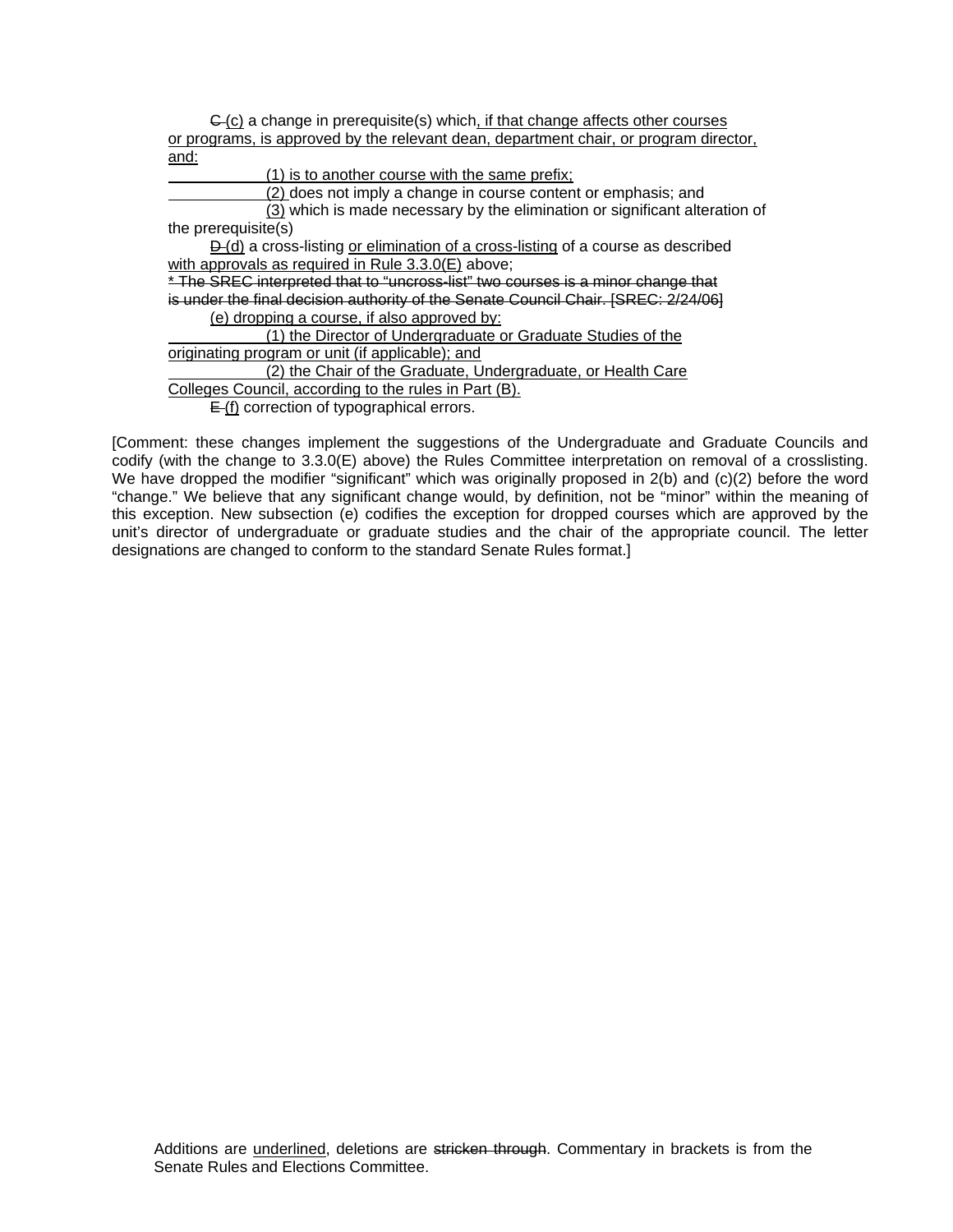~~C~~ <u>(c)</u> a change in prerequisite(s) which<u>, if that change affects other courses or programs, is approved by the relevant dean, department chair, or program director, and:</u>

<u>(1) is to another course with the same prefix;</u>

<u>(2)</u> does not imply a change in course content or emphasis; and

<u>(3)</u> which is made necessary by the elimination or significant alteration of the prerequisite(s)

~~D~~ <u>(d)</u> a cross-listing <u>or elimination of a cross-listing</u> of a course as described <u>with approvals as required in Rule 3.3.0(E)</u> above;

~~* The SREC interpreted that to "uncross-list" two courses is a minor change that is under the final decision authority of the Senate Council Chair. [SREC: 2/24/06]~~

<u>(e) dropping a course, if also approved by:</u>

<u>(1) the Director of Undergraduate or Graduate Studies of the originating program or unit (if applicable); and</u>

<u>(2) the Chair of the Graduate, Undergraduate, or Health Care Colleges Council, according to the rules in Part (B).</u>

~~E~~ <u>(f)</u> correction of typographical errors.

[Comment: these changes implement the suggestions of the Undergraduate and Graduate Councils and codify (with the change to 3.3.0(E) above) the Rules Committee interpretation on removal of a crosslisting. We have dropped the modifier "significant" which was originally proposed in 2(b) and (c)(2) before the word "change." We believe that any significant change would, by definition, not be "minor" within the meaning of this exception. New subsection (e) codifies the exception for dropped courses which are approved by the unit's director of undergraduate or graduate studies and the chair of the appropriate council. The letter designations are changed to conform to the standard Senate Rules format.]

Additions are <u>underlined</u>, deletions are ~~stricken through~~. Commentary in brackets is from the Senate Rules and Elections Committee.